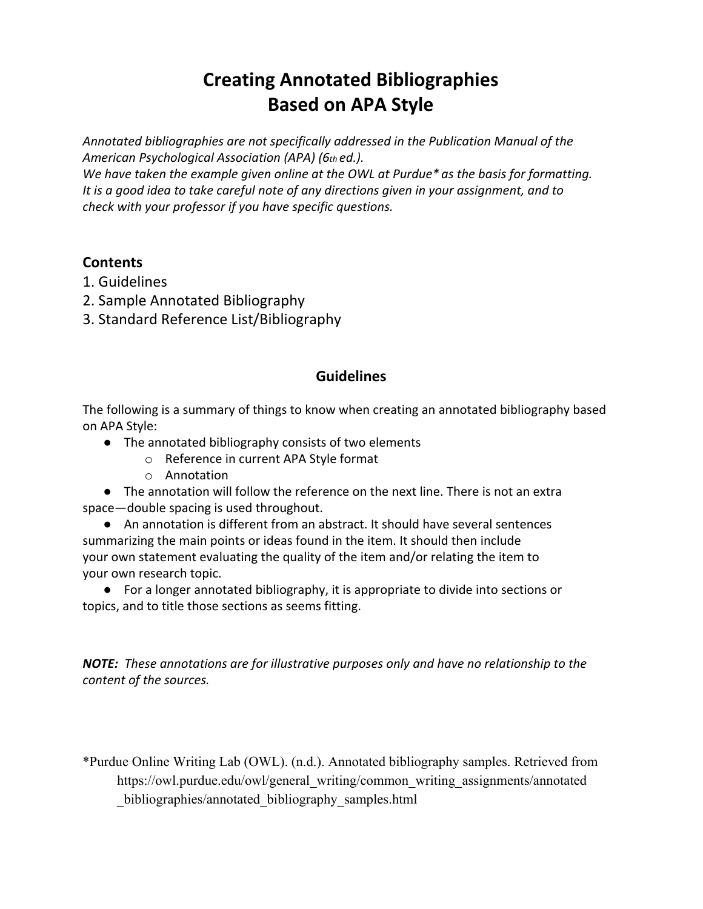# Creating Annotated Bibliographies
# Based on APA Style

*Annotated bibliographies are not specifically addressed in the Publication Manual of the American Psychological Association (APA) (6th ed.).*
*We have taken the example given online at the OWL at Purdue* as the basis for formatting. It is a good idea to take careful note of any directions given in your assignment, and to check with your professor if you have specific questions.*

## Contents

1. Guidelines
2. Sample Annotated Bibliography
3. Standard Reference List/Bibliography

## Guidelines

The following is a summary of things to know when creating an annotated bibliography based on APA Style:

- The annotated bibliography consists of two elements
  - Reference in current APA Style format
  - Annotation
- The annotation will follow the reference on the next line. There is not an extra space—double spacing is used throughout.
- An annotation is different from an abstract. It should have several sentences summarizing the main points or ideas found in the item. It should then include your own statement evaluating the quality of the item and/or relating the item to your own research topic.
- For a longer annotated bibliography, it is appropriate to divide into sections or topics, and to title those sections as seems fitting.

***NOTE:*** *These annotations are for illustrative purposes only and have no relationship to the content of the sources.*

*Purdue Online Writing Lab (OWL). (n.d.). Annotated bibliography samples. Retrieved from https://owl.purdue.edu/owl/general_writing/common_writing_assignments/annotated_bibliographies/annotated_bibliography_samples.html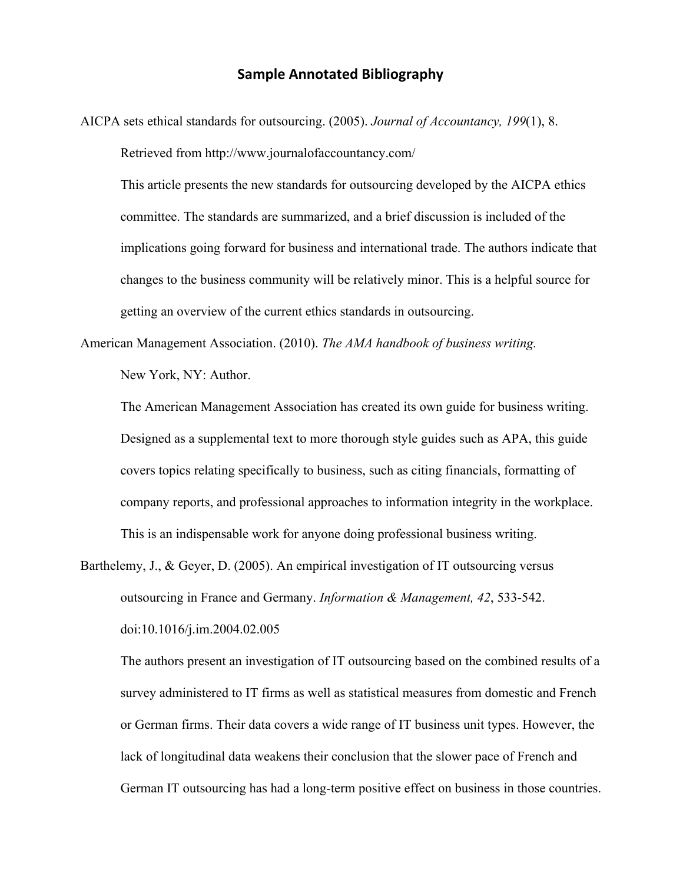# Sample Annotated Bibliography

AICPA sets ethical standards for outsourcing. (2005). *Journal of Accountancy, 199*(1), 8. Retrieved from http://www.journalofaccountancy.com/

This article presents the new standards for outsourcing developed by the AICPA ethics committee. The standards are summarized, and a brief discussion is included of the implications going forward for business and international trade. The authors indicate that changes to the business community will be relatively minor. This is a helpful source for getting an overview of the current ethics standards in outsourcing.

American Management Association. (2010). *The AMA handbook of business writing.* New York, NY: Author.

The American Management Association has created its own guide for business writing. Designed as a supplemental text to more thorough style guides such as APA, this guide covers topics relating specifically to business, such as citing financials, formatting of company reports, and professional approaches to information integrity in the workplace. This is an indispensable work for anyone doing professional business writing.

Barthelemy, J., & Geyer, D. (2005). An empirical investigation of IT outsourcing versus outsourcing in France and Germany. *Information & Management, 42*, 533-542. doi:10.1016/j.im.2004.02.005

The authors present an investigation of IT outsourcing based on the combined results of a survey administered to IT firms as well as statistical measures from domestic and French or German firms. Their data covers a wide range of IT business unit types. However, the lack of longitudinal data weakens their conclusion that the slower pace of French and German IT outsourcing has had a long-term positive effect on business in those countries.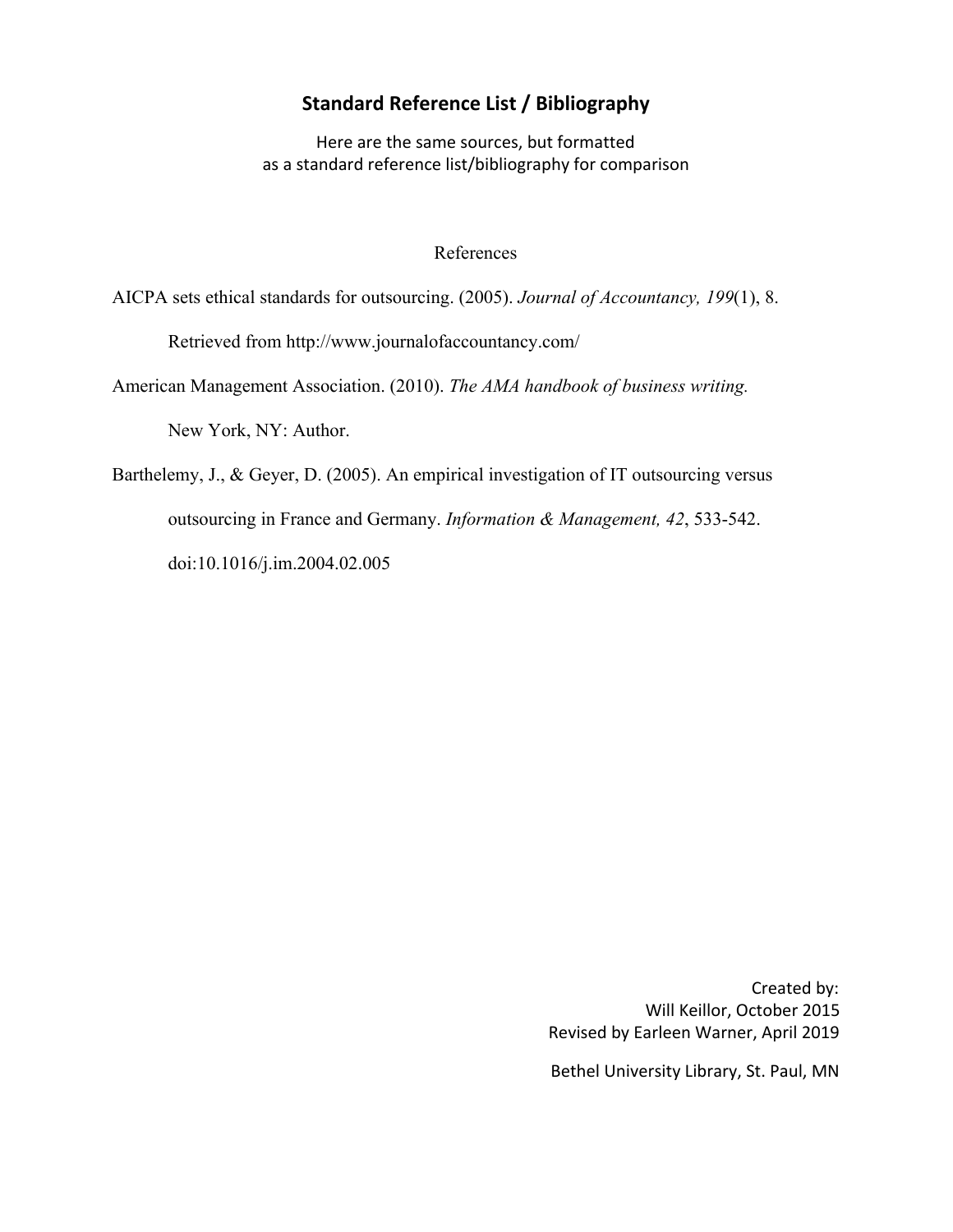## Standard Reference List / Bibliography

Here are the same sources, but formatted
as a standard reference list/bibliography for comparison

References

AICPA sets ethical standards for outsourcing. (2005). *Journal of Accountancy, 199*(1), 8. Retrieved from http://www.journalofaccountancy.com/

American Management Association. (2010). *The AMA handbook of business writing.* New York, NY: Author.

Barthelemy, J., & Geyer, D. (2005). An empirical investigation of IT outsourcing versus outsourcing in France and Germany. *Information & Management, 42*, 533-542. doi:10.1016/j.im.2004.02.005

Created by:
Will Keillor, October 2015
Revised by Earleen Warner, April 2019

Bethel University Library, St. Paul, MN